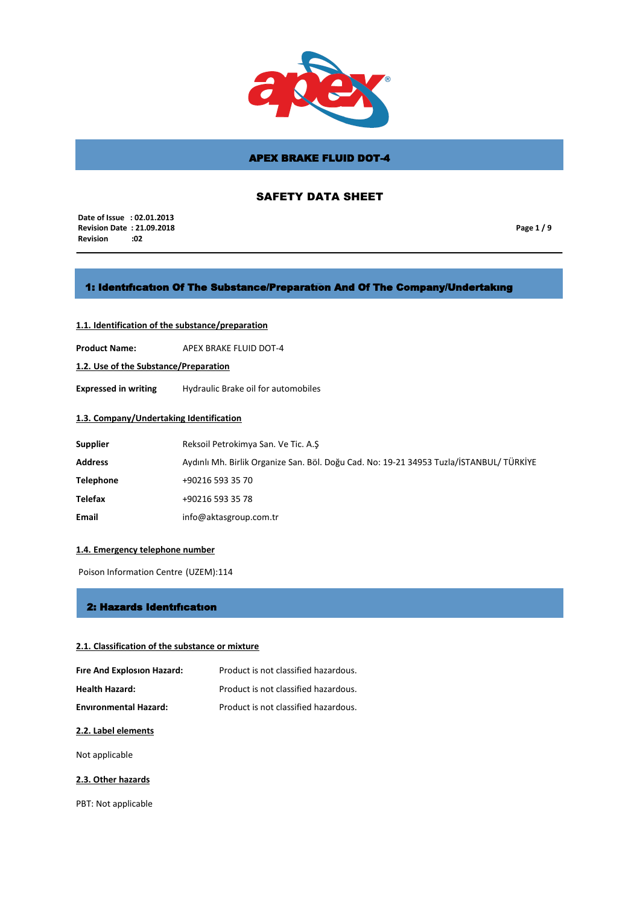# APEX BRAKE FLUID DOT-4

## SAFETY DATA SHEET

**Date of Issue : 02.01.2013**
**Revision Date : 21.09.2018**
**Revision :02**

## 1: Identıfıcatıon Of The Substance/Preparatıon And Of The Company/Undertakıng

### 1.1. Identification of the substance/preparation

**Product Name:** APEX BRAKE FLUID DOT-4

### 1.2. Use of the Substance/Preparation

**Expressed in writing** Hydraulic Brake oil for automobiles

### 1.3. Company/Undertaking Identification

| | |
|---|---|
| **Supplier** | Reksoil Petrokimya San. Ve Tic. A.Ş |
| **Address** | Aydınlı Mh. Birlik Organize San. Böl. Doğu Cad. No: 19-21 34953 Tuzla/İSTANBUL/ TÜRKİYE |
| **Telephone** | +90216 593 35 70 |
| **Telefax** | +90216 593 35 78 |
| **Email** | info@aktasgroup.com.tr |

### 1.4. Emergency telephone number

Poison Information Centre (UZEM):114

## 2: Hazards Identıfıcatıon

### 2.1. Classification of the substance or mixture

| | |
|---|---|
| **Fıre And Explosıon Hazard:** | Product is not classified hazardous. |
| **Health Hazard:** | Product is not classified hazardous. |
| **Envıronmental Hazard:** | Product is not classified hazardous. |

### 2.2. Label elements

Not applicable

### 2.3. Other hazards

PBT: Not applicable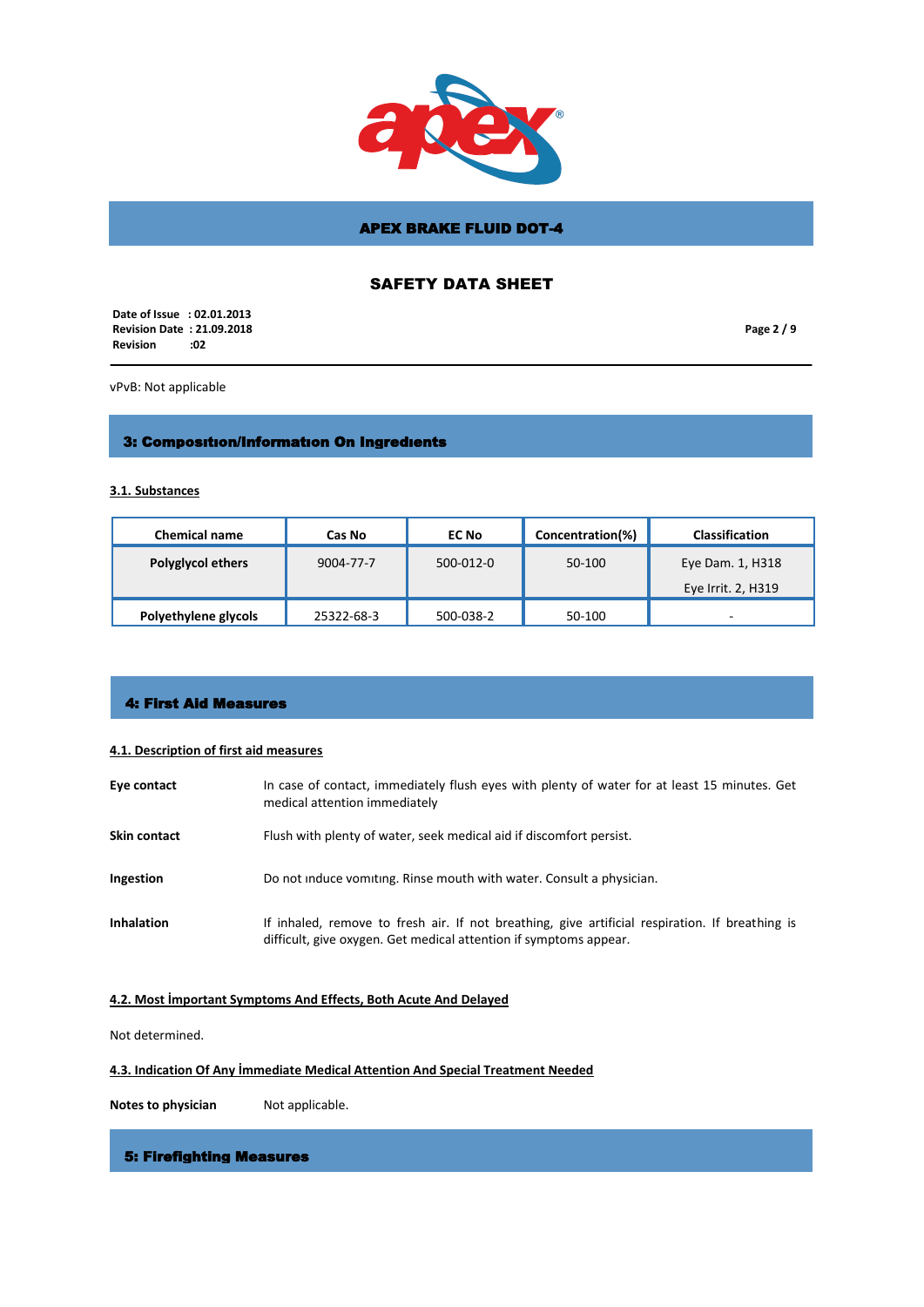vPvB: Not applicable

## 3: Composition/Information On Ingredients

### 3.1. Substances

| Chemical name | Cas No | EC No | Concentration(%) | Classification |
|---|---|---|---|---|
| **Polyglycol ethers** | 9004-77-7 | 500-012-0 | 50-100 | Eye Dam. 1, H318<br>Eye Irrit. 2, H319 |
| **Polyethylene glycols** | 25322-68-3 | 500-038-2 | 50-100 | - |

## 4: First Aid Measures

### 4.1. Description of first aid measures

**Eye contact** In case of contact, immediately flush eyes with plenty of water for at least 15 minutes. Get medical attention immediately

**Skin contact** Flush with plenty of water, seek medical aid if discomfort persist.

**Ingestion** Do not ınduce vomıtıng. Rinse mouth with water. Consult a physician.

**Inhalation** If inhaled, remove to fresh air. If not breathing, give artificial respiration. If breathing is difficult, give oxygen. Get medical attention if symptoms appear.

### 4.2. Most İmportant Symptoms And Effects, Both Acute And Delayed

Not determined.

### 4.3. Indication Of Any İmmediate Medical Attention And Special Treatment Needed

**Notes to physician** Not applicable.

## 5: Firefighting Measures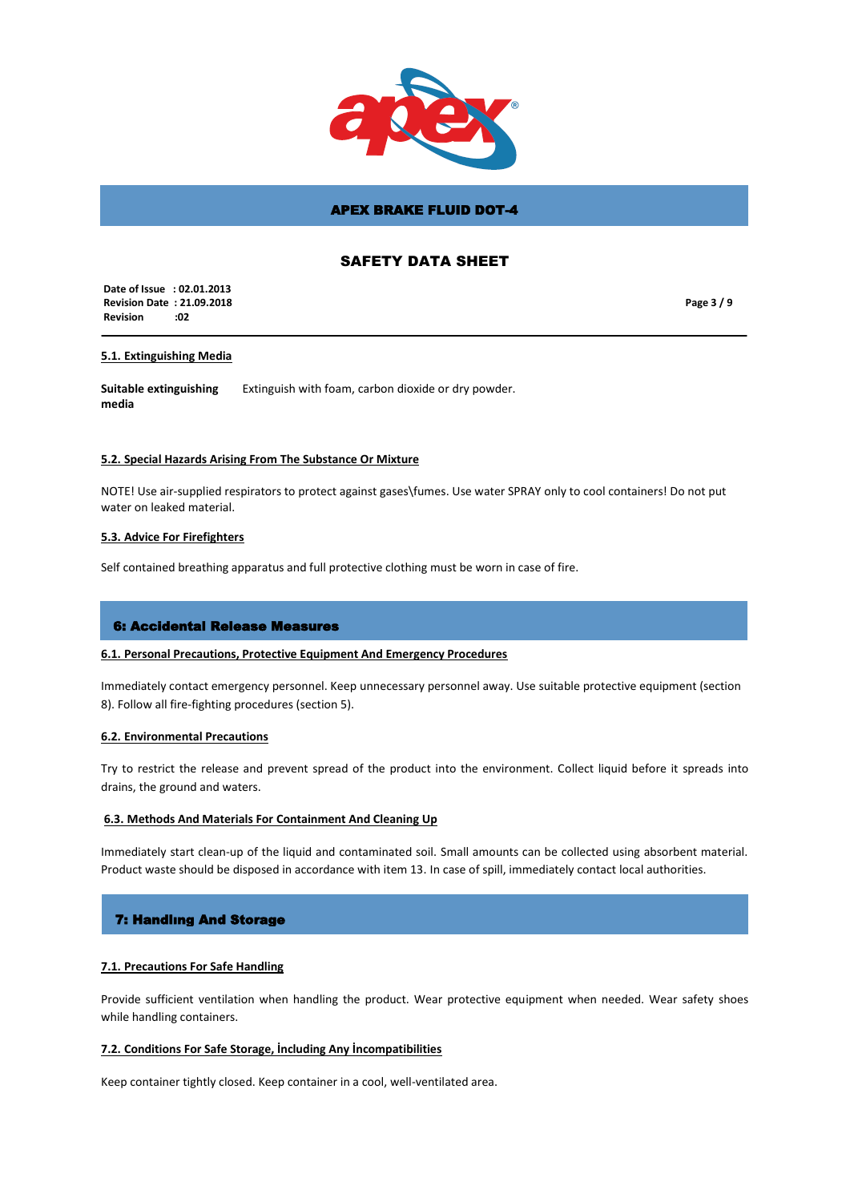## 5.1. Extinguishing Media

**Suitable extinguishing media** Extinguish with foam, carbon dioxide or dry powder.

## 5.2. Special Hazards Arising From The Substance Or Mixture

NOTE! Use air-supplied respirators to protect against gases\fumes. Use water SPRAY only to cool containers! Do not put water on leaked material.

## 5.3. Advice For Firefighters

Self contained breathing apparatus and full protective clothing must be worn in case of fire.

# 6: Accidental Release Measures

## 6.1. Personal Precautions, Protective Equipment And Emergency Procedures

Immediately contact emergency personnel. Keep unnecessary personnel away. Use suitable protective equipment (section 8). Follow all fire-fighting procedures (section 5).

## 6.2. Environmental Precautions

Try to restrict the release and prevent spread of the product into the environment. Collect liquid before it spreads into drains, the ground and waters.

## 6.3. Methods And Materials For Containment And Cleaning Up

Immediately start clean-up of the liquid and contaminated soil. Small amounts can be collected using absorbent material. Product waste should be disposed in accordance with item 13. In case of spill, immediately contact local authorities.

# 7: Handlıng And Storage

## 7.1. Precautions For Safe Handling

Provide sufficient ventilation when handling the product. Wear protective equipment when needed. Wear safety shoes while handling containers.

## 7.2. Conditions For Safe Storage, İncluding Any İncompatibilities

Keep container tightly closed. Keep container in a cool, well-ventilated area.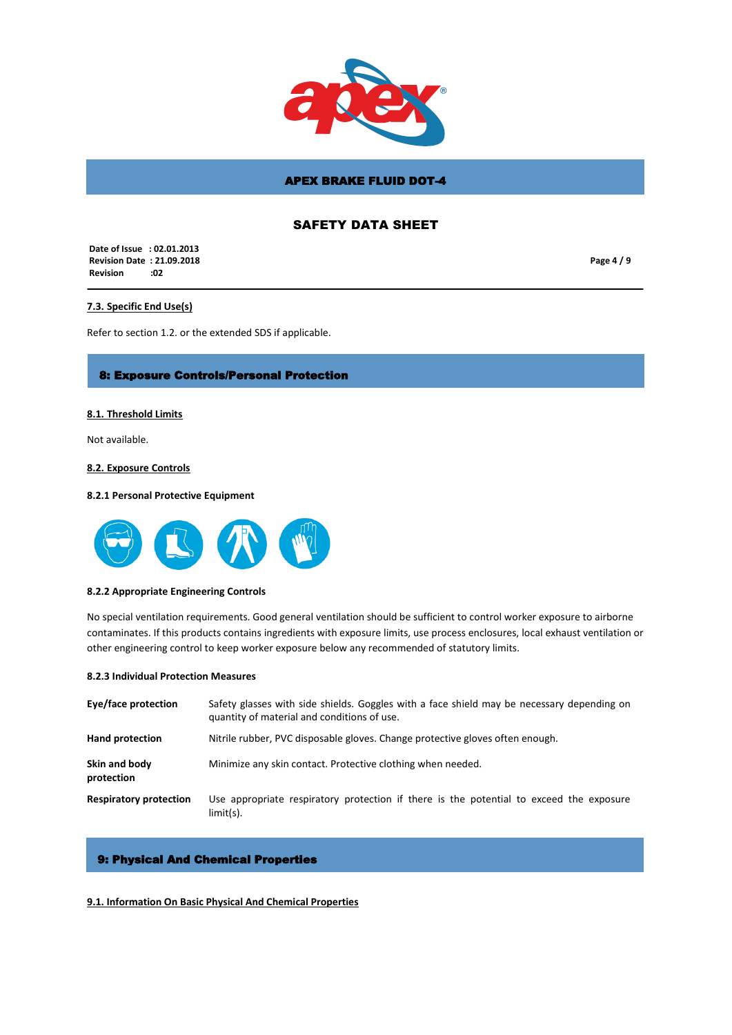### 7.3. Specific End Use(s)

Refer to section 1.2. or the extended SDS if applicable.

## 8: Exposure Controls/Personal Protection

### 8.1. Threshold Limits

Not available.

### 8.2. Exposure Controls

**8.2.1 Personal Protective Equipment**

**8.2.2 Appropriate Engineering Controls**

No special ventilation requirements. Good general ventilation should be sufficient to control worker exposure to airborne contaminates. If this products contains ingredients with exposure limits, use process enclosures, local exhaust ventilation or other engineering control to keep worker exposure below any recommended of statutory limits.

**8.2.3 Individual Protection Measures**

| | |
|---|---|
| **Eye/face protection** | Safety glasses with side shields. Goggles with a face shield may be necessary depending on quantity of material and conditions of use. |
| **Hand protection** | Nitrile rubber, PVC disposable gloves. Change protective gloves often enough. |
| **Skin and body protection** | Minimize any skin contact. Protective clothing when needed. |
| **Respiratory protection** | Use appropriate respiratory protection if there is the potential to exceed the exposure limit(s). |

## 9: Physical And Chemical Properties

### 9.1. Information On Basic Physical And Chemical Properties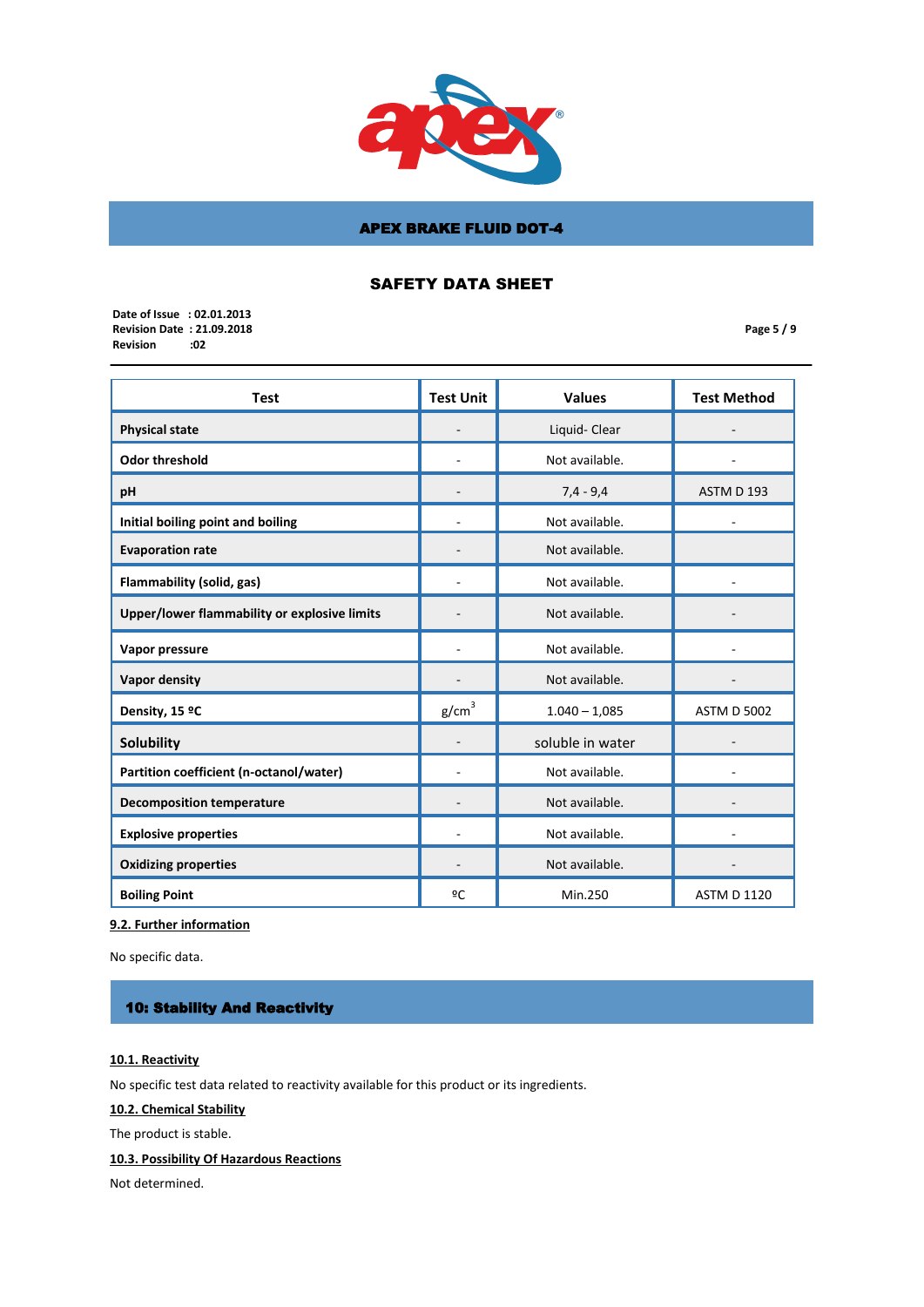| Test | Test Unit | Values | Test Method |
|---|---|---|---|
| **Physical state** | - | Liquid- Clear | - |
| **Odor threshold** | - | Not available. | - |
| **pH** | - | 7,4 - 9,4 | ASTM D 193 |
| **Initial boiling point and boiling** | - | Not available. | - |
| **Evaporation rate** | - | Not available. | |
| **Flammability (solid, gas)** | - | Not available. | - |
| **Upper/lower flammability or explosive limits** | - | Not available. | - |
| **Vapor pressure** | - | Not available. | - |
| **Vapor density** | - | Not available. | - |
| **Density, 15 ºC** | $g/cm^3$ | 1.040 – 1,085 | ASTM D 5002 |
| **Solubility** | - | soluble in water | - |
| **Partition coefficient (n-octanol/water)** | - | Not available. | - |
| **Decomposition temperature** | - | Not available. | - |
| **Explosive properties** | - | Not available. | - |
| **Oxidizing properties** | - | Not available. | - |
| **Boiling Point** | ºC | Min.250 | ASTM D 1120 |

**9.2. Further information**

No specific data.

## 10: Stability And Reactivity

**10.1. Reactivity**

No specific test data related to reactivity available for this product or its ingredients.

**10.2. Chemical Stability**

The product is stable.

**10.3. Possibility Of Hazardous Reactions**

Not determined.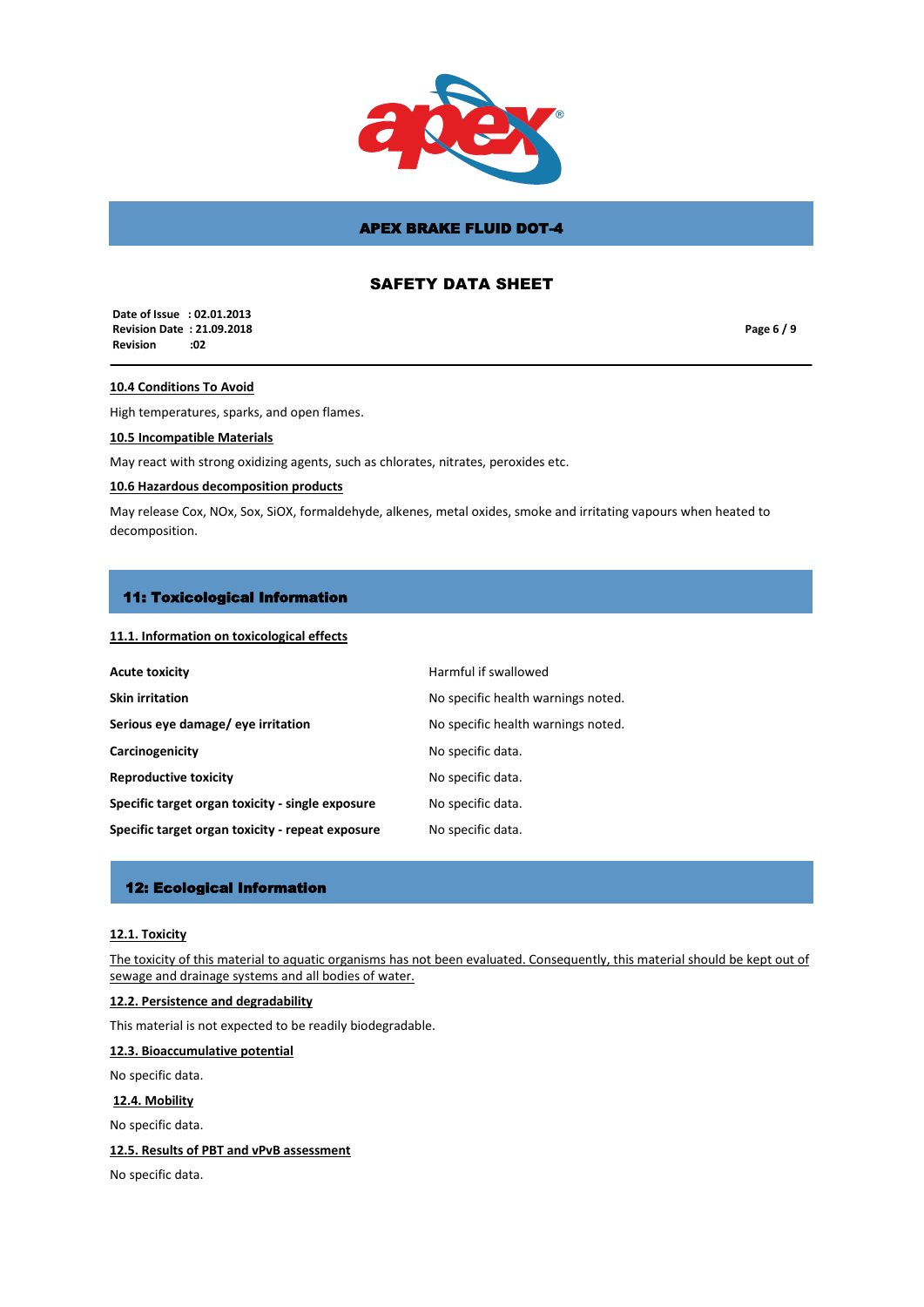#### 10.4 Conditions To Avoid

High temperatures, sparks, and open flames.

#### 10.5 Incompatible Materials

May react with strong oxidizing agents, such as chlorates, nitrates, peroxides etc.

#### 10.6 Hazardous decomposition products

May release Cox, NOx, Sox, SiOX, formaldehyde, alkenes, metal oxides, smoke and irritating vapours when heated to decomposition.

## 11: Toxicological Information

#### 11.1. Information on toxicological effects

| | |
|---|---|
| **Acute toxicity** | Harmful if swallowed |
| **Skin irritation** | No specific health warnings noted. |
| **Serious eye damage/ eye irritation** | No specific health warnings noted. |
| **Carcinogenicity** | No specific data. |
| **Reproductive toxicity** | No specific data. |
| **Specific target organ toxicity - single exposure** | No specific data. |
| **Specific target organ toxicity - repeat exposure** | No specific data. |

## 12: Ecological Information

#### 12.1. Toxicity

The toxicity of this material to aquatic organisms has not been evaluated. Consequently, this material should be kept out of sewage and drainage systems and all bodies of water.

#### 12.2. Persistence and degradability

This material is not expected to be readily biodegradable.

#### 12.3. Bioaccumulative potential

No specific data.

#### 12.4. Mobility

No specific data.

#### 12.5. Results of PBT and vPvB assessment

No specific data.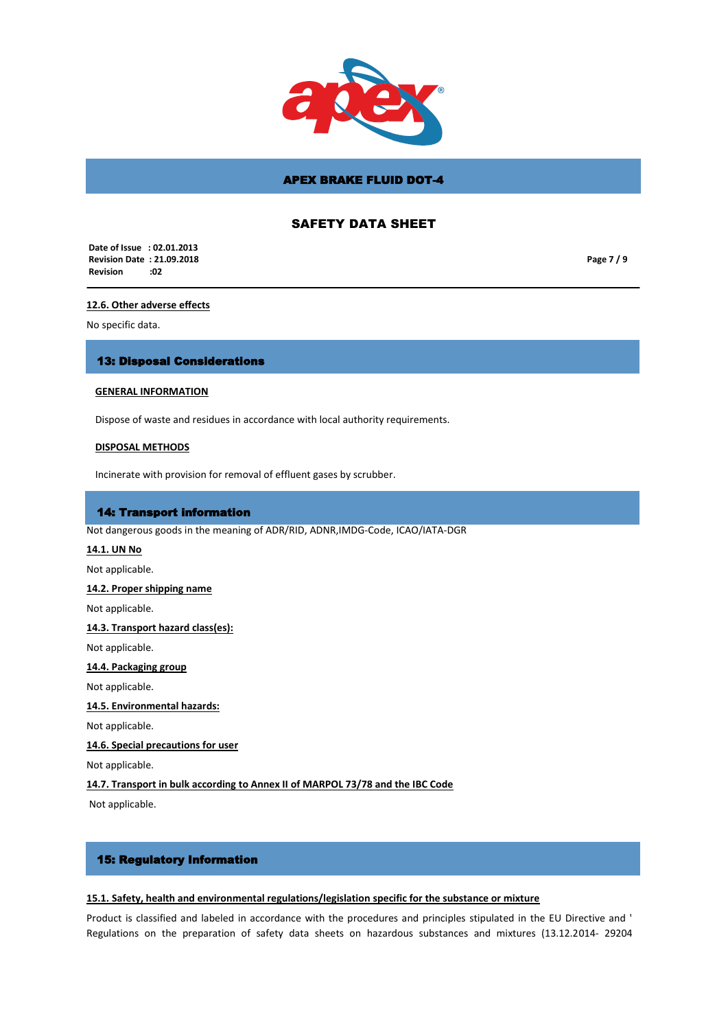#### 12.6. Other adverse effects

No specific data.

## 13: Disposal Considerations

**GENERAL INFORMATION**

Dispose of waste and residues in accordance with local authority requirements.

**DISPOSAL METHODS**

Incinerate with provision for removal of effluent gases by scrubber.

## 14: Transport information

Not dangerous goods in the meaning of ADR/RID, ADNR,IMDG-Code, ICAO/IATA-DGR

#### 14.1. UN No

Not applicable.

#### 14.2. Proper shipping name

Not applicable.

#### 14.3. Transport hazard class(es):

Not applicable.

#### 14.4. Packaging group

Not applicable.

#### 14.5. Environmental hazards:

Not applicable.

#### 14.6. Special precautions for user

Not applicable.

#### 14.7. Transport in bulk according to Annex II of MARPOL 73/78 and the IBC Code

Not applicable.

## 15: Regulatory Information

#### 15.1. Safety, health and environmental regulations/legislation specific for the substance or mixture

Product is classified and labeled in accordance with the procedures and principles stipulated in the EU Directive and ' Regulations on the preparation of safety data sheets on hazardous substances and mixtures (13.12.2014- 29204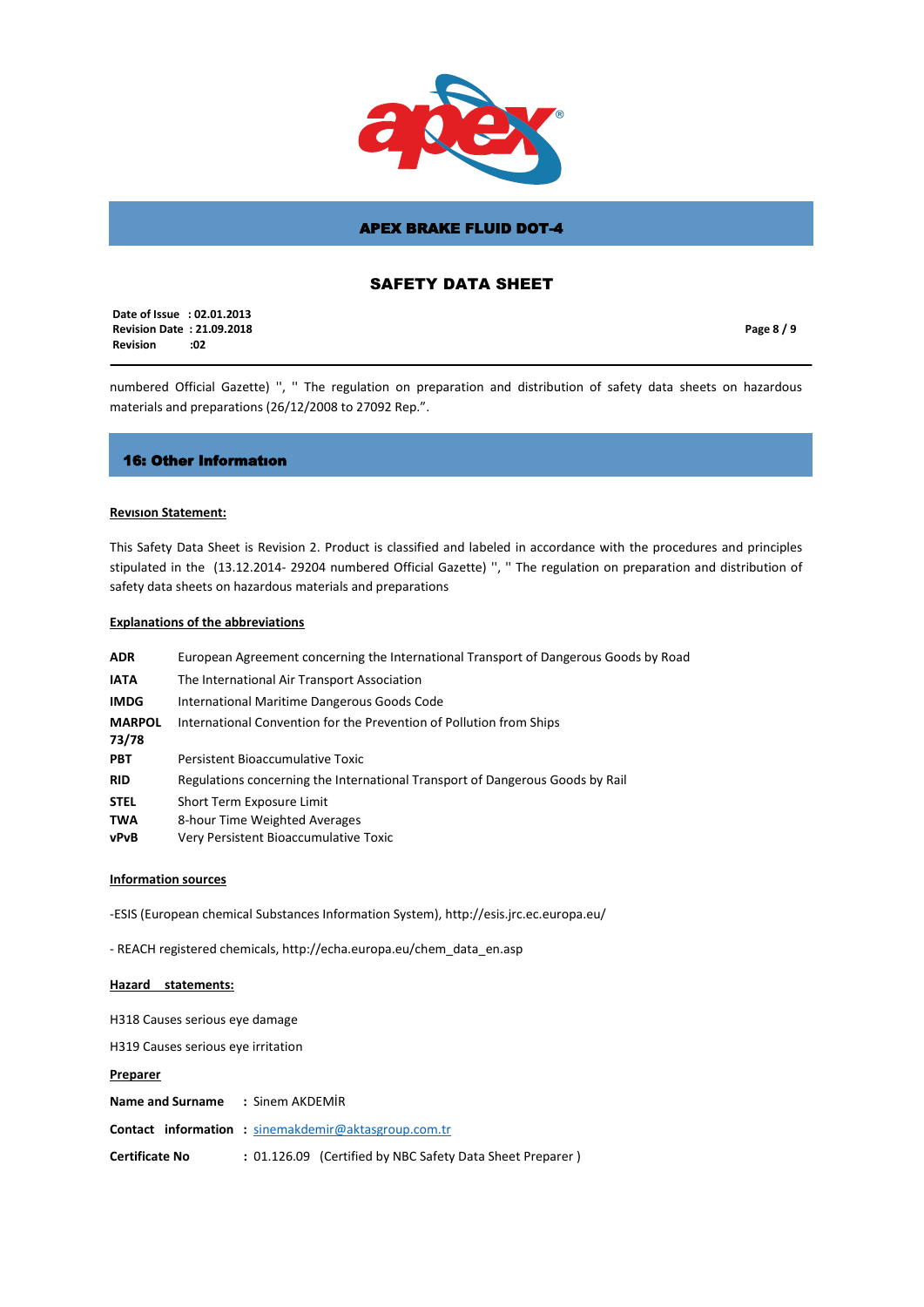numbered Official Gazette) '', '' The regulation on preparation and distribution of safety data sheets on hazardous materials and preparations (26/12/2008 to 27092 Rep.".

## 16: Other Informatıon

**<u>Revısion Statement:</u>**

This Safety Data Sheet is Revision 2. Product is classified and labeled in accordance with the procedures and principles stipulated in the (13.12.2014- 29204 numbered Official Gazette) '', '' The regulation on preparation and distribution of safety data sheets on hazardous materials and preparations

**<u>Explanations of the abbreviations</u>**

| | |
|---|---|
| **ADR** | European Agreement concerning the International Transport of Dangerous Goods by Road |
| **IATA** | The International Air Transport Association |
| **IMDG** | International Maritime Dangerous Goods Code |
| **MARPOL 73/78** | International Convention for the Prevention of Pollution from Ships |
| **PBT** | Persistent Bioaccumulative Toxic |
| **RID** | Regulations concerning the International Transport of Dangerous Goods by Rail |
| **STEL** | Short Term Exposure Limit |
| **TWA** | 8-hour Time Weighted Averages |
| **vPvB** | Very Persistent Bioaccumulative Toxic |

**<u>Information sources</u>**

-ESIS (European chemical Substances Information System), http://esis.jrc.ec.europa.eu/

- REACH registered chemicals, http://echa.europa.eu/chem_data_en.asp

**<u>Hazard statements:</u>**

H318 Causes serious eye damage

H319 Causes serious eye irritation

**<u>Preparer</u>**

**Name and Surname** : Sinem AKDEMİR

**Contact information** : sinemakdemir@aktasgroup.com.tr

**Certificate No** : 01.126.09 (Certified by NBC Safety Data Sheet Preparer )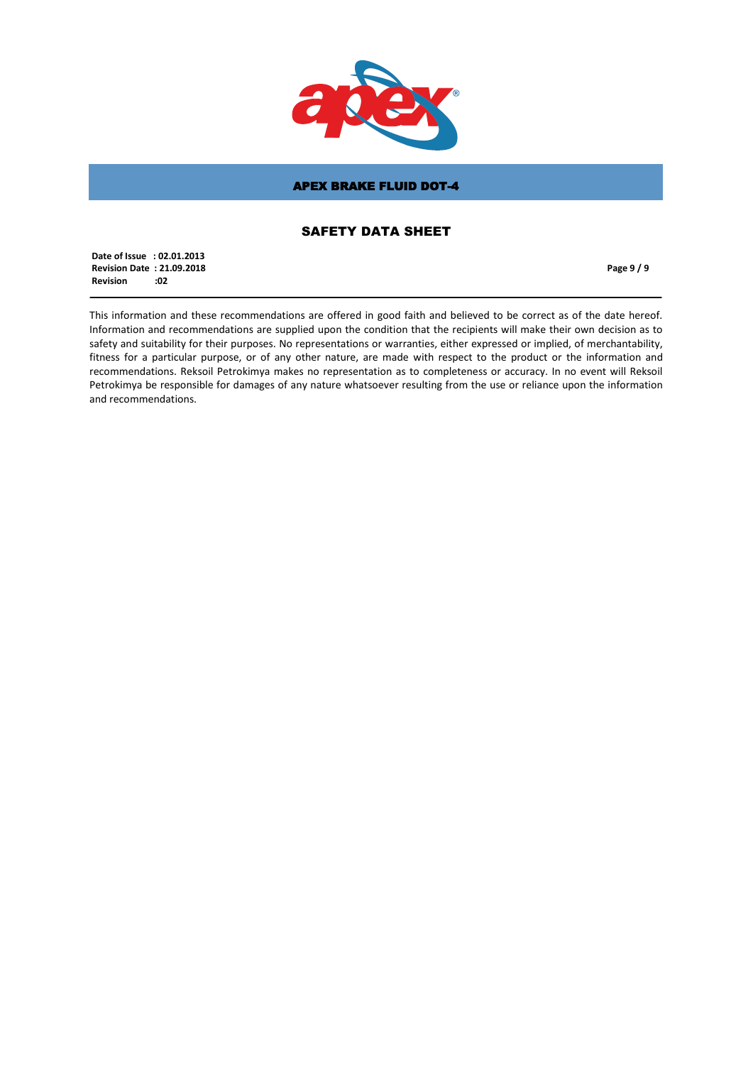This information and these recommendations are offered in good faith and believed to be correct as of the date hereof. Information and recommendations are supplied upon the condition that the recipients will make their own decision as to safety and suitability for their purposes. No representations or warranties, either expressed or implied, of merchantability, fitness for a particular purpose, or of any other nature, are made with respect to the product or the information and recommendations. Reksoil Petrokimya makes no representation as to completeness or accuracy. In no event will Reksoil Petrokimya be responsible for damages of any nature whatsoever resulting from the use or reliance upon the information and recommendations.